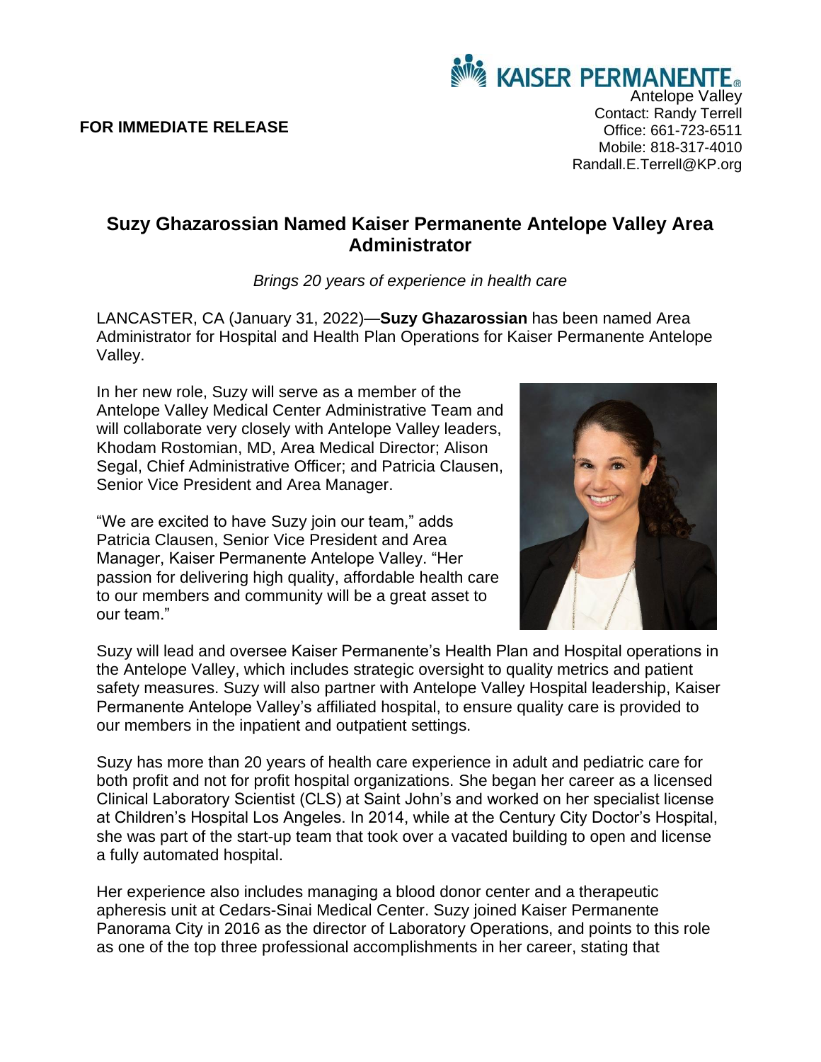**FOR IMMEDIATE RELEASE**

KAISER PERMANENTE®
Antelope Valley
Contact: Randy Terrell
Office: 661-723-6511
Mobile: 818-317-4010
Randall.E.Terrell@KP.org

## Suzy Ghazarossian Named Kaiser Permanente Antelope Valley Area Administrator

*Brings 20 years of experience in health care*

LANCASTER, CA (January 31, 2022)—**Suzy Ghazarossian** has been named Area Administrator for Hospital and Health Plan Operations for Kaiser Permanente Antelope Valley.

In her new role, Suzy will serve as a member of the Antelope Valley Medical Center Administrative Team and will collaborate very closely with Antelope Valley leaders, Khodam Rostomian, MD, Area Medical Director; Alison Segal, Chief Administrative Officer; and Patricia Clausen, Senior Vice President and Area Manager.

"We are excited to have Suzy join our team," adds Patricia Clausen, Senior Vice President and Area Manager, Kaiser Permanente Antelope Valley. "Her passion for delivering high quality, affordable health care to our members and community will be a great asset to our team."

Suzy will lead and oversee Kaiser Permanente's Health Plan and Hospital operations in the Antelope Valley, which includes strategic oversight to quality metrics and patient safety measures. Suzy will also partner with Antelope Valley Hospital leadership, Kaiser Permanente Antelope Valley's affiliated hospital, to ensure quality care is provided to our members in the inpatient and outpatient settings.

Suzy has more than 20 years of health care experience in adult and pediatric care for both profit and not for profit hospital organizations. She began her career as a licensed Clinical Laboratory Scientist (CLS) at Saint John's and worked on her specialist license at Children's Hospital Los Angeles. In 2014, while at the Century City Doctor's Hospital, she was part of the start-up team that took over a vacated building to open and license a fully automated hospital.

Her experience also includes managing a blood donor center and a therapeutic apheresis unit at Cedars-Sinai Medical Center. Suzy joined Kaiser Permanente Panorama City in 2016 as the director of Laboratory Operations, and points to this role as one of the top three professional accomplishments in her career, stating that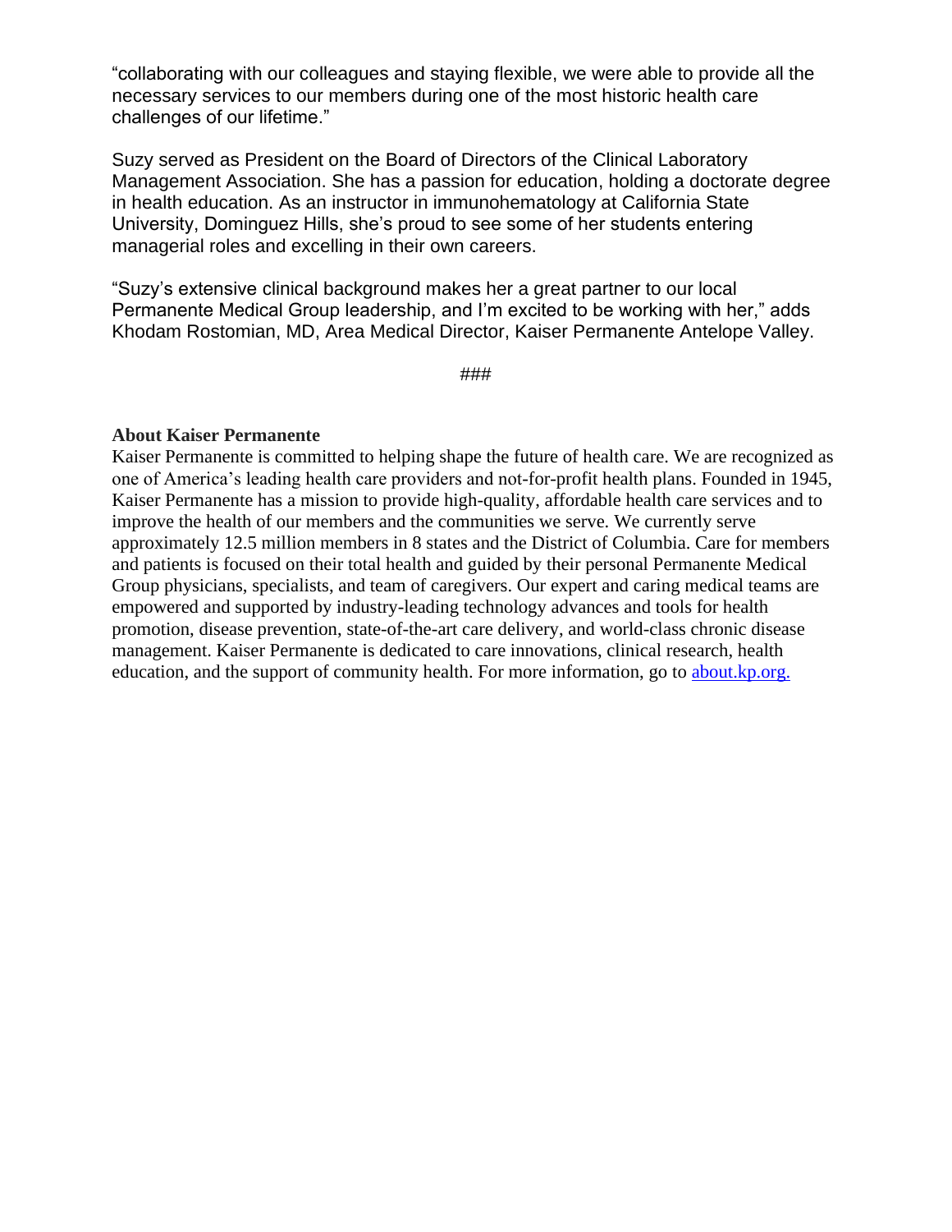"collaborating with our colleagues and staying flexible, we were able to provide all the necessary services to our members during one of the most historic health care challenges of our lifetime."

Suzy served as President on the Board of Directors of the Clinical Laboratory Management Association. She has a passion for education, holding a doctorate degree in health education. As an instructor in immunohematology at California State University, Dominguez Hills, she's proud to see some of her students entering managerial roles and excelling in their own careers.

"Suzy's extensive clinical background makes her a great partner to our local Permanente Medical Group leadership, and I'm excited to be working with her," adds Khodam Rostomian, MD, Area Medical Director, Kaiser Permanente Antelope Valley.

###

**About Kaiser Permanente**

Kaiser Permanente is committed to helping shape the future of health care. We are recognized as one of America's leading health care providers and not-for-profit health plans. Founded in 1945, Kaiser Permanente has a mission to provide high-quality, affordable health care services and to improve the health of our members and the communities we serve. We currently serve approximately 12.5 million members in 8 states and the District of Columbia. Care for members and patients is focused on their total health and guided by their personal Permanente Medical Group physicians, specialists, and team of caregivers. Our expert and caring medical teams are empowered and supported by industry-leading technology advances and tools for health promotion, disease prevention, state-of-the-art care delivery, and world-class chronic disease management. Kaiser Permanente is dedicated to care innovations, clinical research, health education, and the support of community health. For more information, go to about.kp.org.